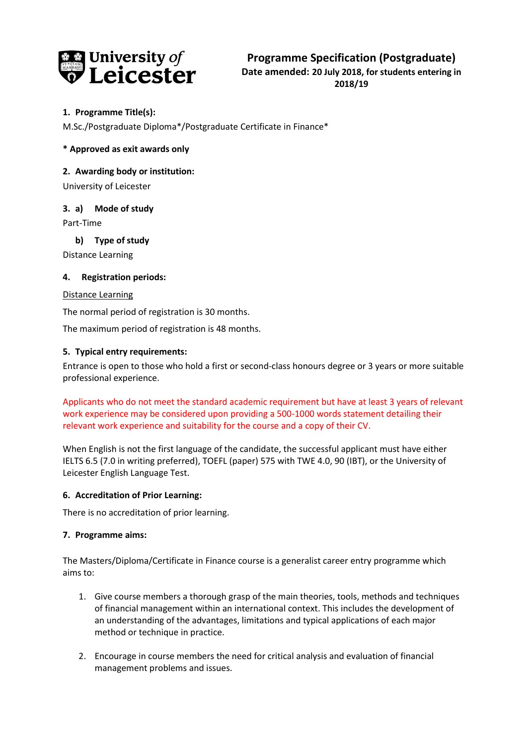University of Leicester

# Programme Specification (Postgraduate)

**Date amended: 20 July 2018, for students entering in 2018/19**

**1. Programme Title(s):**

M.Sc./Postgraduate Diploma*/Postgraduate Certificate in Finance*

**\* Approved as exit awards only**

**2. Awarding body or institution:**

University of Leicester

**3. a) Mode of study**

Part-Time

**b) Type of study**

Distance Learning

**4. Registration periods:**

Distance Learning

The normal period of registration is 30 months.

The maximum period of registration is 48 months.

**5. Typical entry requirements:**

Entrance is open to those who hold a first or second-class honours degree or 3 years or more suitable professional experience.

Applicants who do not meet the standard academic requirement but have at least 3 years of relevant work experience may be considered upon providing a 500-1000 words statement detailing their relevant work experience and suitability for the course and a copy of their CV.

When English is not the first language of the candidate, the successful applicant must have either IELTS 6.5 (7.0 in writing preferred), TOEFL (paper) 575 with TWE 4.0, 90 (IBT), or the University of Leicester English Language Test.

**6. Accreditation of Prior Learning:**

There is no accreditation of prior learning.

**7. Programme aims:**

The Masters/Diploma/Certificate in Finance course is a generalist career entry programme which aims to:

1. Give course members a thorough grasp of the main theories, tools, methods and techniques of financial management within an international context. This includes the development of an understanding of the advantages, limitations and typical applications of each major method or technique in practice.

2. Encourage in course members the need for critical analysis and evaluation of financial management problems and issues.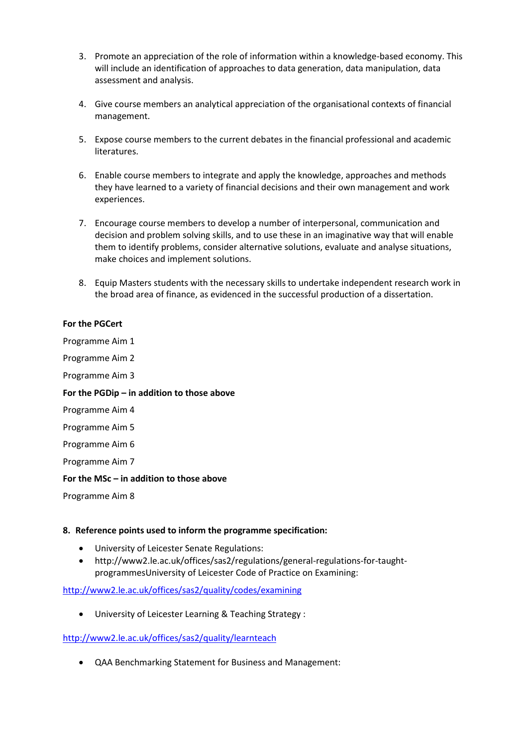3. Promote an appreciation of the role of information within a knowledge-based economy. This will include an identification of approaches to data generation, data manipulation, data assessment and analysis.

4. Give course members an analytical appreciation of the organisational contexts of financial management.

5. Expose course members to the current debates in the financial professional and academic literatures.

6. Enable course members to integrate and apply the knowledge, approaches and methods they have learned to a variety of financial decisions and their own management and work experiences.

7. Encourage course members to develop a number of interpersonal, communication and decision and problem solving skills, and to use these in an imaginative way that will enable them to identify problems, consider alternative solutions, evaluate and analyse situations, make choices and implement solutions.

8. Equip Masters students with the necessary skills to undertake independent research work in the broad area of finance, as evidenced in the successful production of a dissertation.

**For the PGCert**

Programme Aim 1

Programme Aim 2

Programme Aim 3

**For the PGDip – in addition to those above**

Programme Aim 4

Programme Aim 5

Programme Aim 6

Programme Aim 7

**For the MSc – in addition to those above**

Programme Aim 8

**8. Reference points used to inform the programme specification:**

- University of Leicester Senate Regulations:
- http://www2.le.ac.uk/offices/sas2/regulations/general-regulations-for-taught-programmesUniversity of Leicester Code of Practice on Examining:

[http://www2.le.ac.uk/offices/sas2/quality/codes/examining](http://www2.le.ac.uk/offices/sas2/quality/codes/examining)

- University of Leicester Learning & Teaching Strategy :

[http://www2.le.ac.uk/offices/sas2/quality/learnteach](http://www2.le.ac.uk/offices/sas2/quality/learnteach)

- QAA Benchmarking Statement for Business and Management: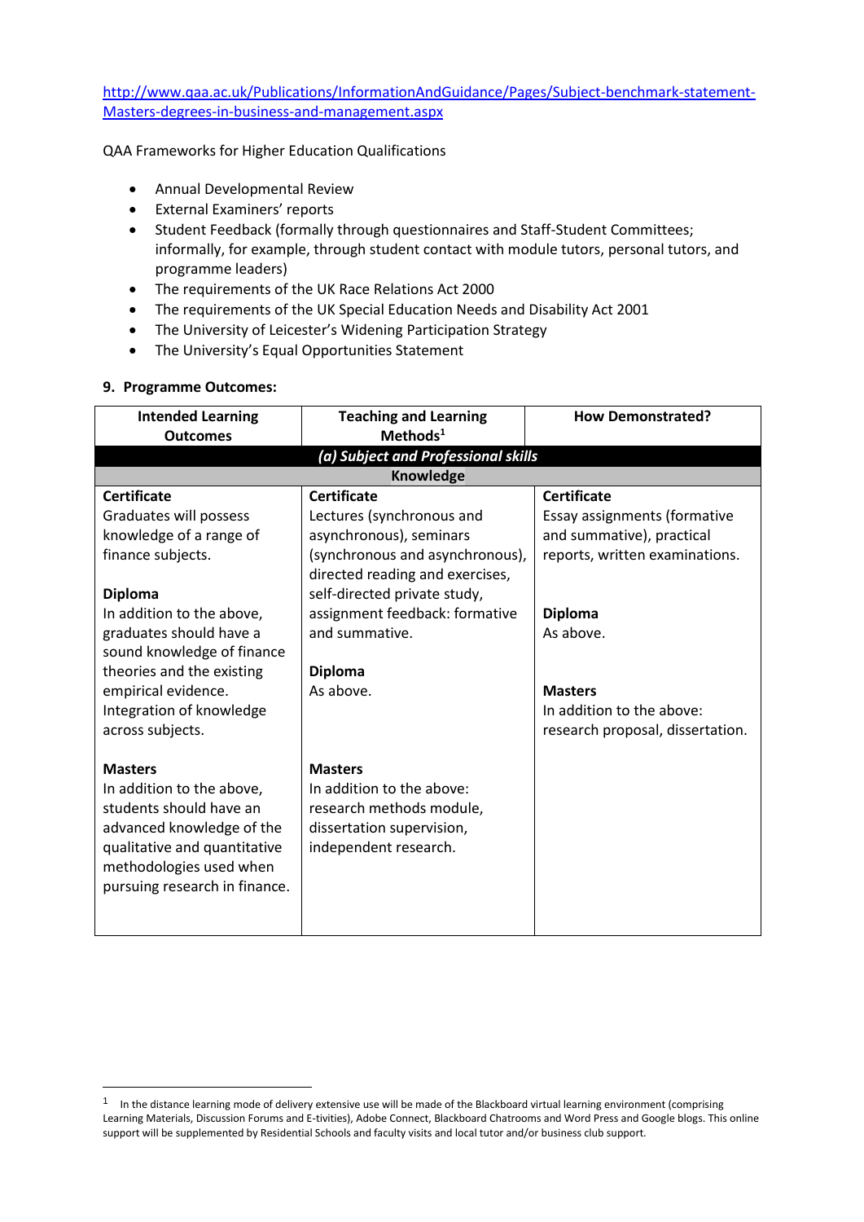http://www.qaa.ac.uk/Publications/InformationAndGuidance/Pages/Subject-benchmark-statement-Masters-degrees-in-business-and-management.aspx

QAA Frameworks for Higher Education Qualifications

- Annual Developmental Review
- External Examiners' reports
- Student Feedback (formally through questionnaires and Staff-Student Committees; informally, for example, through student contact with module tutors, personal tutors, and programme leaders)
- The requirements of the UK Race Relations Act 2000
- The requirements of the UK Special Education Needs and Disability Act 2001
- The University of Leicester's Widening Participation Strategy
- The University's Equal Opportunities Statement

**9. Programme Outcomes:**

| Intended Learning Outcomes | Teaching and Learning Methods[1] | How Demonstrated? |
|---|---|---|
| ***(a) Subject and Professional skills*** | | |
| **Knowledge** | | |
| **Certificate**<br>Graduates will possess knowledge of a range of finance subjects.<br><br>**Diploma**<br>In addition to the above, graduates should have a sound knowledge of finance theories and the existing empirical evidence. Integration of knowledge across subjects.<br><br>**Masters**<br>In addition to the above, students should have an advanced knowledge of the qualitative and quantitative methodologies used when pursuing research in finance. | **Certificate**<br>Lectures (synchronous and asynchronous), seminars (synchronous and asynchronous), directed reading and exercises, self-directed private study, assignment feedback: formative and summative.<br><br>**Diploma**<br>As above.<br><br>**Masters**<br>In addition to the above: research methods module, dissertation supervision, independent research. | **Certificate**<br>Essay assignments (formative and summative), practical reports, written examinations.<br><br>**Diploma**<br>As above.<br><br>**Masters**<br>In addition to the above: research proposal, dissertation. |

[1] In the distance learning mode of delivery extensive use will be made of the Blackboard virtual learning environment (comprising Learning Materials, Discussion Forums and E-tivities), Adobe Connect, Blackboard Chatrooms and Word Press and Google blogs. This online support will be supplemented by Residential Schools and faculty visits and local tutor and/or business club support.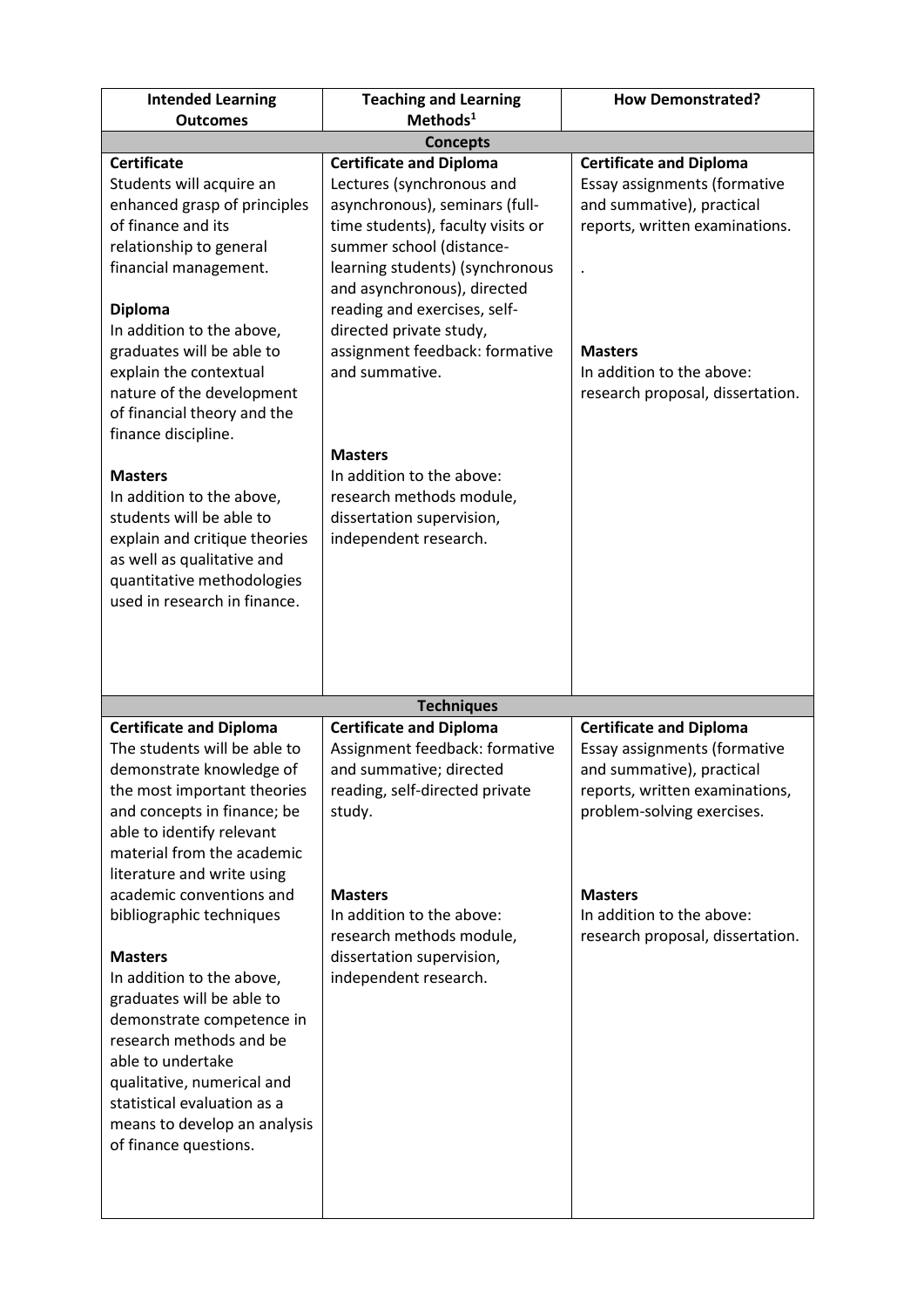| Intended Learning Outcomes | Teaching and Learning Methods[1] | How Demonstrated? |
|---|---|---|
| **Concepts** | | |
| **Certificate**<br>Students will acquire an enhanced grasp of principles of finance and its relationship to general financial management.<br><br>**Diploma**<br>In addition to the above, graduates will be able to explain the contextual nature of the development of financial theory and the finance discipline.<br><br>**Masters**<br>In addition to the above, students will be able to explain and critique theories as well as qualitative and quantitative methodologies used in research in finance. | **Certificate and Diploma**<br>Lectures (synchronous and asynchronous), seminars (full-time students), faculty visits or summer school (distance-learning students) (synchronous and asynchronous), directed reading and exercises, self-directed private study, assignment feedback: formative and summative.<br><br>**Masters**<br>In addition to the above: research methods module, dissertation supervision, independent research. | **Certificate and Diploma**<br>Essay assignments (formative and summative), practical reports, written examinations.<br><br>.<br><br>**Masters**<br>In addition to the above: research proposal, dissertation. |
| **Techniques** | | |
| **Certificate and Diploma**<br>The students will be able to demonstrate knowledge of the most important theories and concepts in finance; be able to identify relevant material from the academic literature and write using academic conventions and bibliographic techniques<br><br>**Masters**<br>In addition to the above, graduates will be able to demonstrate competence in research methods and be able to undertake qualitative, numerical and statistical evaluation as a means to develop an analysis of finance questions. | **Certificate and Diploma**<br>Assignment feedback: formative and summative; directed reading, self-directed private study.<br><br>**Masters**<br>In addition to the above: research methods module, dissertation supervision, independent research. | **Certificate and Diploma**<br>Essay assignments (formative and summative), practical reports, written examinations, problem-solving exercises.<br><br>**Masters**<br>In addition to the above: research proposal, dissertation. |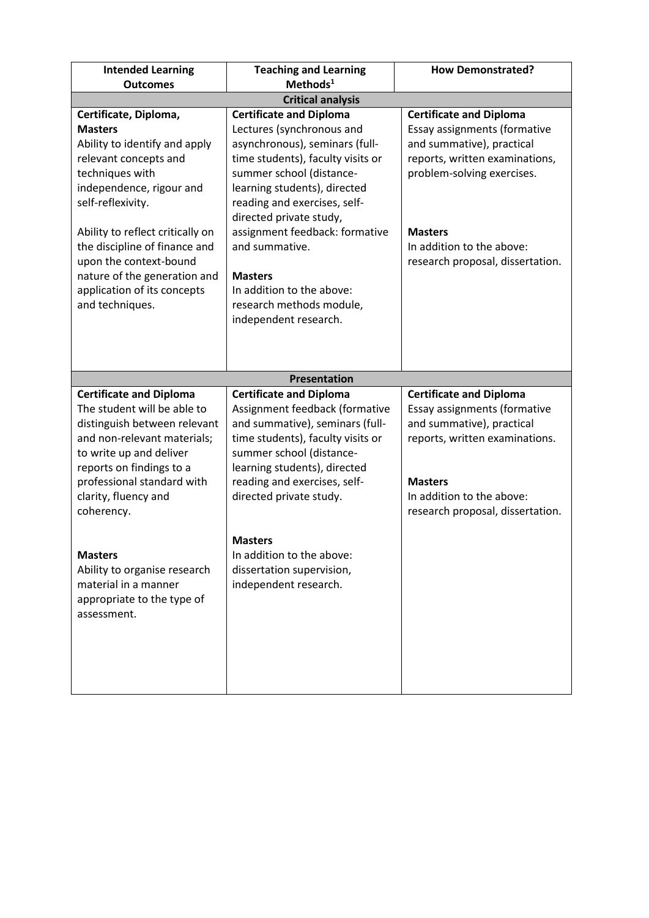| Intended Learning Outcomes | Teaching and Learning Methods[1] | How Demonstrated? |
|---|---|---|
| **Critical analysis** | | |
| **Certificate, Diploma, Masters**<br>Ability to identify and apply relevant concepts and techniques with independence, rigour and self-reflexivity.<br><br>Ability to reflect critically on the discipline of finance and upon the context-bound nature of the generation and application of its concepts and techniques. | **Certificate and Diploma**<br>Lectures (synchronous and asynchronous), seminars (full-time students), faculty visits or summer school (distance-learning students), directed reading and exercises, self-directed private study, assignment feedback: formative and summative.<br><br>**Masters**<br>In addition to the above: research methods module, independent research. | **Certificate and Diploma**<br>Essay assignments (formative and summative), practical reports, written examinations, problem-solving exercises.<br><br>**Masters**<br>In addition to the above: research proposal, dissertation. |
| **Presentation** | | |
| **Certificate and Diploma**<br>The student will be able to distinguish between relevant and non-relevant materials; to write up and deliver reports on findings to a professional standard with clarity, fluency and coherency.<br><br>**Masters**<br>Ability to organise research material in a manner appropriate to the type of assessment. | **Certificate and Diploma**<br>Assignment feedback (formative and summative), seminars (full-time students), faculty visits or summer school (distance-learning students), directed reading and exercises, self-directed private study.<br><br>**Masters**<br>In addition to the above: dissertation supervision, independent research. | **Certificate and Diploma**<br>Essay assignments (formative and summative), practical reports, written examinations.<br><br>**Masters**<br>In addition to the above: research proposal, dissertation. |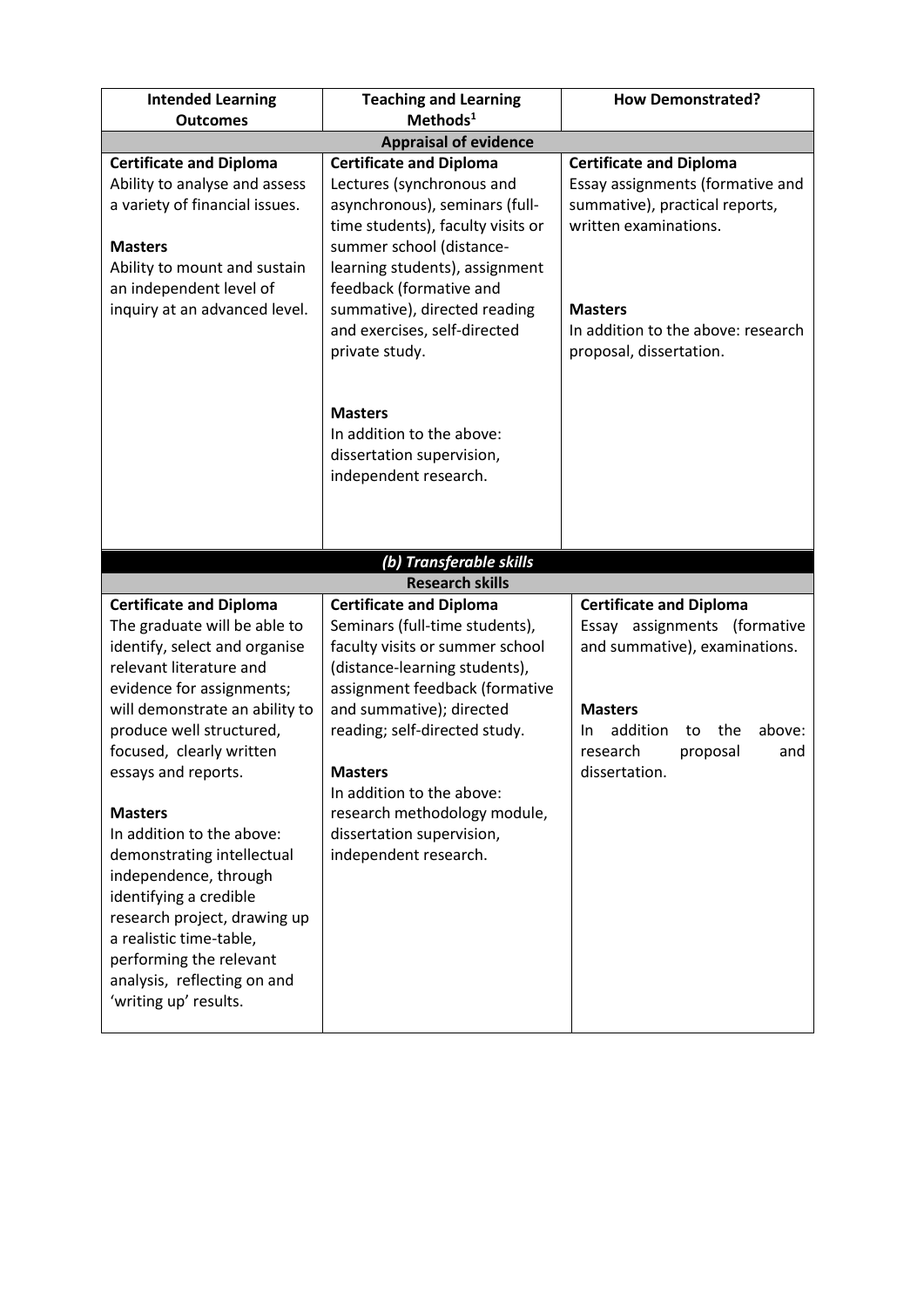| Intended Learning Outcomes | Teaching and Learning Methods[1] | How Demonstrated? |
|---|---|---|
| **Appraisal of evidence** | | |
| **Certificate and Diploma**<br>Ability to analyse and assess a variety of financial issues.<br><br>**Masters**<br>Ability to mount and sustain an independent level of inquiry at an advanced level. | **Certificate and Diploma**<br>Lectures (synchronous and asynchronous), seminars (full-time students), faculty visits or summer school (distance-learning students), assignment feedback (formative and summative), directed reading and exercises, self-directed private study.<br><br>**Masters**<br>In addition to the above: dissertation supervision, independent research. | **Certificate and Diploma**<br>Essay assignments (formative and summative), practical reports, written examinations.<br><br>**Masters**<br>In addition to the above: research proposal, dissertation. |
| ***(b) Transferable skills*** | | |
| **Research skills** | | |
| **Certificate and Diploma**<br>The graduate will be able to identify, select and organise relevant literature and evidence for assignments; will demonstrate an ability to produce well structured, focused, clearly written essays and reports.<br><br>**Masters**<br>In addition to the above: demonstrating intellectual independence, through identifying a credible research project, drawing up a realistic time-table, performing the relevant analysis, reflecting on and 'writing up' results. | **Certificate and Diploma**<br>Seminars (full-time students), faculty visits or summer school (distance-learning students), assignment feedback (formative and summative); directed reading; self-directed study.<br><br>**Masters**<br>In addition to the above: research methodology module, dissertation supervision, independent research. | **Certificate and Diploma**<br>Essay assignments (formative and summative), examinations.<br><br>**Masters**<br>In addition to the above: research proposal and dissertation. |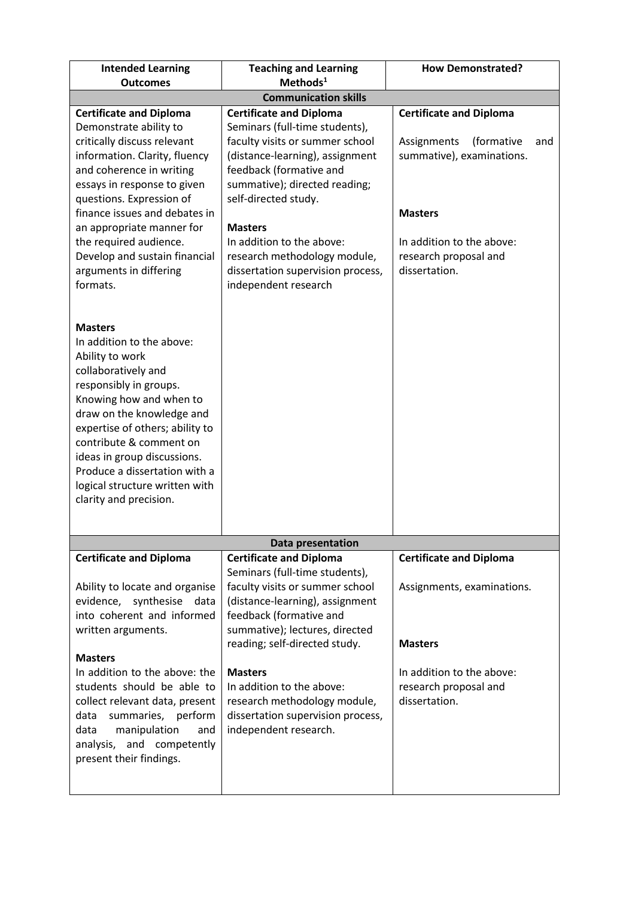| Intended Learning Outcomes | Teaching and Learning Methods[1] | How Demonstrated? |
|---|---|---|
| **Communication skills** | | |
| **Certificate and Diploma**<br>Demonstrate ability to critically discuss relevant information. Clarity, fluency and coherence in writing essays in response to given questions. Expression of finance issues and debates in an appropriate manner for the required audience. Develop and sustain financial arguments in differing formats.<br><br>**Masters**<br>In addition to the above: Ability to work collaboratively and responsibly in groups. Knowing how and when to draw on the knowledge and expertise of others; ability to contribute & comment on ideas in group discussions. Produce a dissertation with a logical structure written with clarity and precision. | **Certificate and Diploma**<br>Seminars (full-time students), faculty visits or summer school (distance-learning), assignment feedback (formative and summative); directed reading; self-directed study.<br><br>**Masters**<br>In addition to the above: research methodology module, dissertation supervision process, independent research | **Certificate and Diploma**<br>Assignments (formative and summative), examinations.<br><br>**Masters**<br>In addition to the above: research proposal and dissertation. |
| **Data presentation** | | |
| **Certificate and Diploma**<br>Ability to locate and organise evidence, synthesise data into coherent and informed written arguments.<br><br>**Masters**<br>In addition to the above: the students should be able to collect relevant data, present data summaries, perform data manipulation and analysis, and competently present their findings. | **Certificate and Diploma**<br>Seminars (full-time students), faculty visits or summer school (distance-learning), assignment feedback (formative and summative); lectures, directed reading; self-directed study.<br><br>**Masters**<br>In addition to the above: research methodology module, dissertation supervision process, independent research. | **Certificate and Diploma**<br>Assignments, examinations.<br><br>**Masters**<br>In addition to the above: research proposal and dissertation. |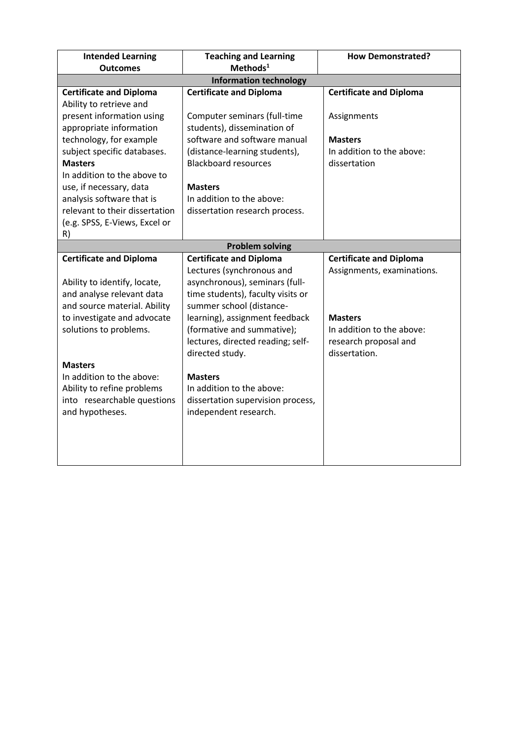| Intended Learning Outcomes | Teaching and Learning Methods[1] | How Demonstrated? |
|---|---|---|
| **Information technology** | | |
| **Certificate and Diploma** Ability to retrieve and present information using appropriate information technology, for example subject specific databases. **Masters** In addition to the above to use, if necessary, data analysis software that is relevant to their dissertation (e.g. SPSS, E-Views, Excel or R) | **Certificate and Diploma** Computer seminars (full-time students), dissemination of software and software manual (distance-learning students), Blackboard resources **Masters** In addition to the above: dissertation research process. | **Certificate and Diploma** Assignments **Masters** In addition to the above: dissertation |
| **Problem solving** | | |
| **Certificate and Diploma** Ability to identify, locate, and analyse relevant data and source material. Ability to investigate and advocate solutions to problems. **Masters** In addition to the above: Ability to refine problems into researchable questions and hypotheses. | **Certificate and Diploma** Lectures (synchronous and asynchronous), seminars (full-time students), faculty visits or summer school (distance-learning), assignment feedback (formative and summative); lectures, directed reading; self-directed study. **Masters** In addition to the above: dissertation supervision process, independent research. | **Certificate and Diploma** Assignments, examinations. **Masters** In addition to the above: research proposal and dissertation. |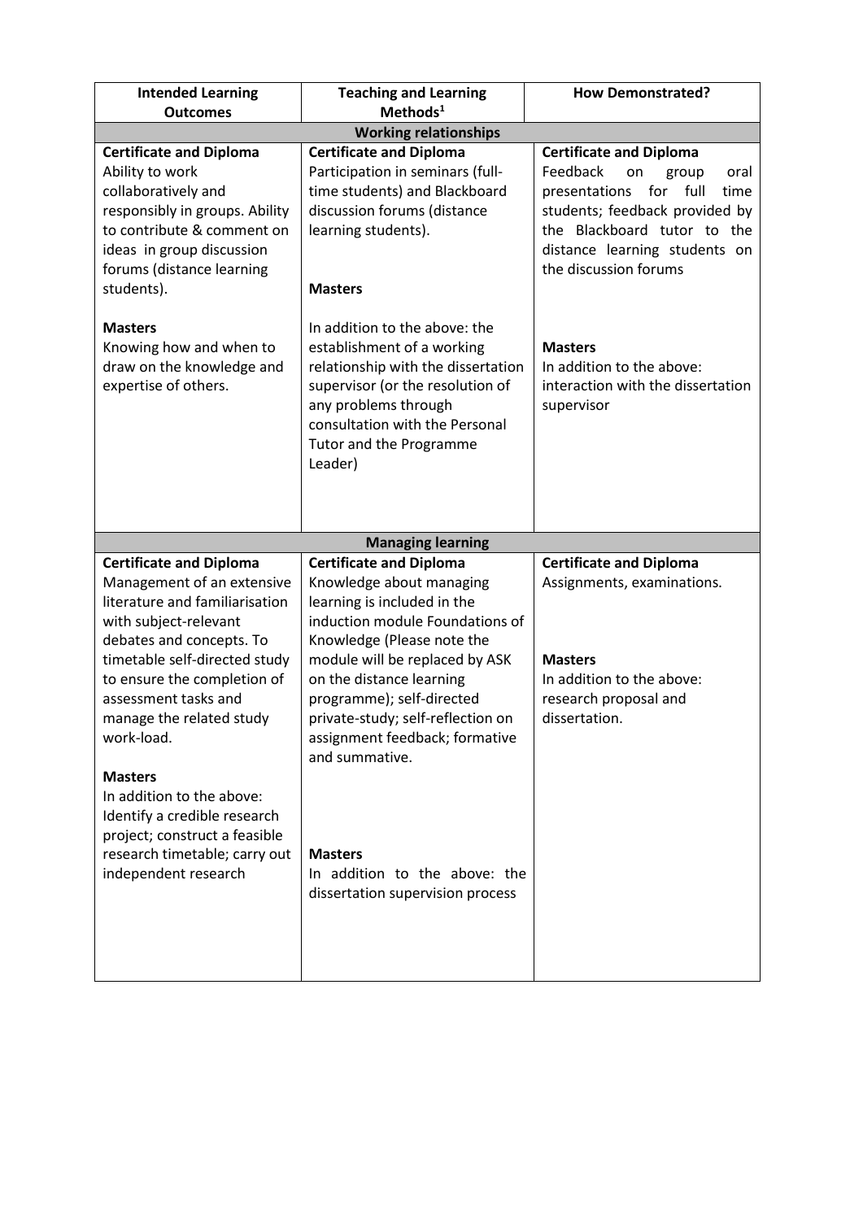| Intended Learning Outcomes | Teaching and Learning Methods[1] | How Demonstrated? |
|---|---|---|
| **Working relationships** | | |
| **Certificate and Diploma**<br>Ability to work collaboratively and responsibly in groups. Ability to contribute & comment on ideas in group discussion forums (distance learning students).<br><br>**Masters**<br>Knowing how and when to draw on the knowledge and expertise of others. | **Certificate and Diploma**<br>Participation in seminars (full-time students) and Blackboard discussion forums (distance learning students).<br><br>**Masters**<br><br>In addition to the above: the establishment of a working relationship with the dissertation supervisor (or the resolution of any problems through consultation with the Personal Tutor and the Programme Leader) | **Certificate and Diploma**<br>Feedback on group oral presentations for full time students; feedback provided by the Blackboard tutor to the distance learning students on the discussion forums<br><br>**Masters**<br>In addition to the above: interaction with the dissertation supervisor |
| **Managing learning** | | |
| **Certificate and Diploma**<br>Management of an extensive literature and familiarisation with subject-relevant debates and concepts. To timetable self-directed study to ensure the completion of assessment tasks and manage the related study work-load.<br><br>**Masters**<br>In addition to the above: Identify a credible research project; construct a feasible research timetable; carry out independent research | **Certificate and Diploma**<br>Knowledge about managing learning is included in the induction module Foundations of Knowledge (Please note the module will be replaced by ASK on the distance learning programme); self-directed private-study; self-reflection on assignment feedback; formative and summative.<br><br>**Masters**<br>In addition to the above: the dissertation supervision process | **Certificate and Diploma**<br>Assignments, examinations.<br><br>**Masters**<br>In addition to the above: research proposal and dissertation. |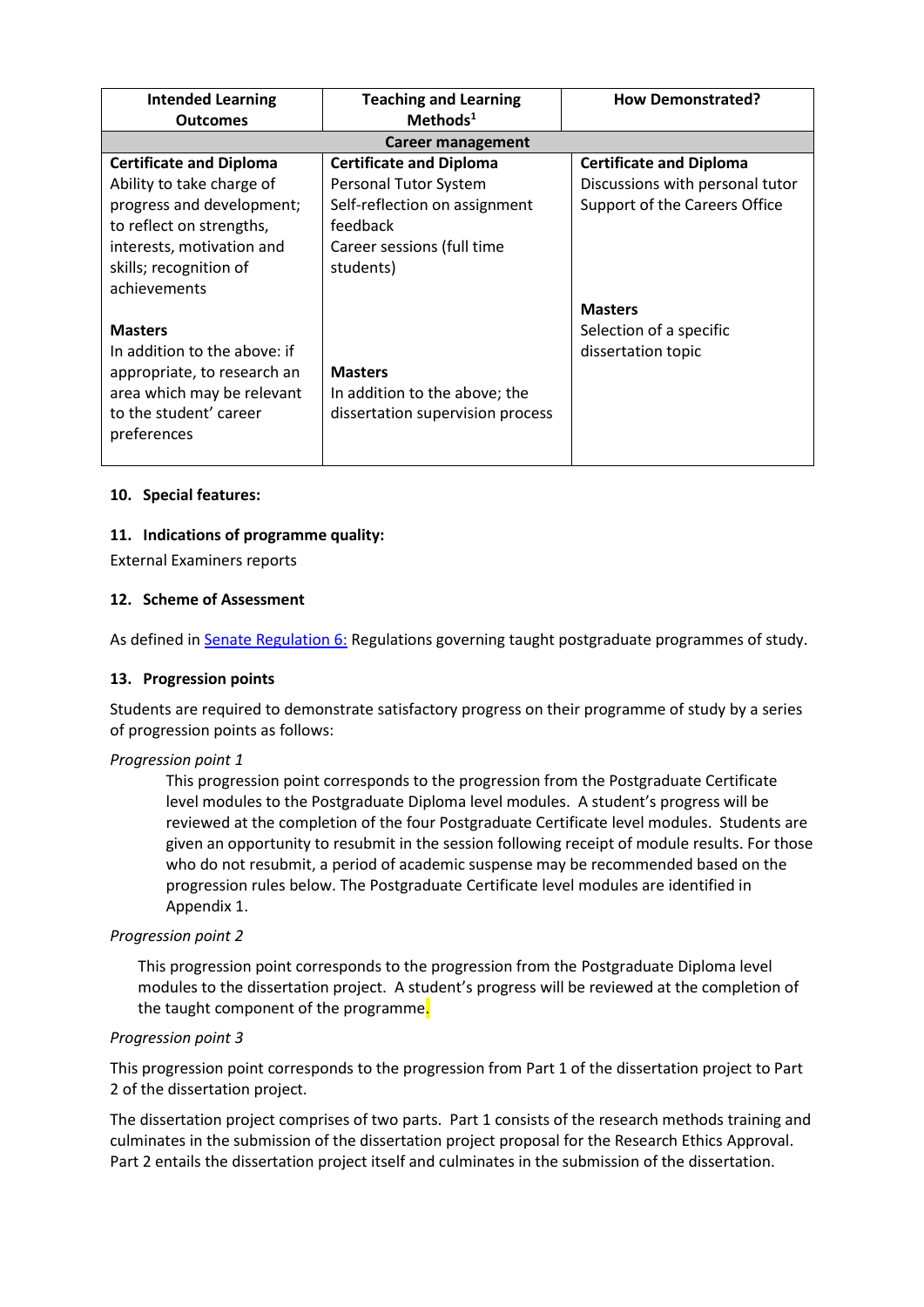| Intended Learning Outcomes | Teaching and Learning Methods[1] | How Demonstrated? |
|---|---|---|
| **Career management** | | |
| **Certificate and Diploma**<br>Ability to take charge of progress and development; to reflect on strengths, interests, motivation and skills; recognition of achievements<br><br>**Masters**<br>In addition to the above: if appropriate, to research an area which may be relevant to the student' career preferences | **Certificate and Diploma**<br>Personal Tutor System<br>Self-reflection on assignment feedback<br>Career sessions (full time students)<br><br>**Masters**<br>In addition to the above; the dissertation supervision process | **Certificate and Diploma**<br>Discussions with personal tutor<br>Support of the Careers Office<br><br>**Masters**<br>Selection of a specific dissertation topic |

### 10. Special features:

### 11. Indications of programme quality:

External Examiners reports

### 12. Scheme of Assessment

As defined in Senate Regulation 6: Regulations governing taught postgraduate programmes of study.

### 13. Progression points

Students are required to demonstrate satisfactory progress on their programme of study by a series of progression points as follows:

*Progression point 1*

This progression point corresponds to the progression from the Postgraduate Certificate level modules to the Postgraduate Diploma level modules. A student's progress will be reviewed at the completion of the four Postgraduate Certificate level modules. Students are given an opportunity to resubmit in the session following receipt of module results. For those who do not resubmit, a period of academic suspense may be recommended based on the progression rules below. The Postgraduate Certificate level modules are identified in Appendix 1.

*Progression point 2*

This progression point corresponds to the progression from the Postgraduate Diploma level modules to the dissertation project. A student's progress will be reviewed at the completion of the taught component of the programme.

*Progression point 3*

This progression point corresponds to the progression from Part 1 of the dissertation project to Part 2 of the dissertation project.

The dissertation project comprises of two parts. Part 1 consists of the research methods training and culminates in the submission of the dissertation project proposal for the Research Ethics Approval. Part 2 entails the dissertation project itself and culminates in the submission of the dissertation.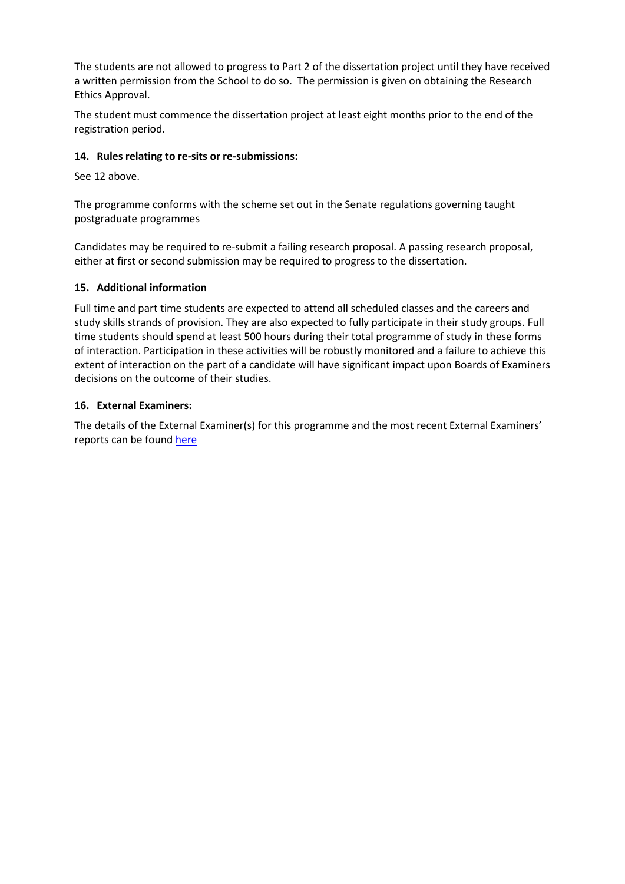The students are not allowed to progress to Part 2 of the dissertation project until they have received a written permission from the School to do so. The permission is given on obtaining the Research Ethics Approval.

The student must commence the dissertation project at least eight months prior to the end of the registration period.

### 14. Rules relating to re-sits or re-submissions:

See 12 above.

The programme conforms with the scheme set out in the Senate regulations governing taught postgraduate programmes

Candidates may be required to re-submit a failing research proposal. A passing research proposal, either at first or second submission may be required to progress to the dissertation.

### 15. Additional information

Full time and part time students are expected to attend all scheduled classes and the careers and study skills strands of provision. They are also expected to fully participate in their study groups. Full time students should spend at least 500 hours during their total programme of study in these forms of interaction. Participation in these activities will be robustly monitored and a failure to achieve this extent of interaction on the part of a candidate will have significant impact upon Boards of Examiners decisions on the outcome of their studies.

### 16. External Examiners:

The details of the External Examiner(s) for this programme and the most recent External Examiners' reports can be found here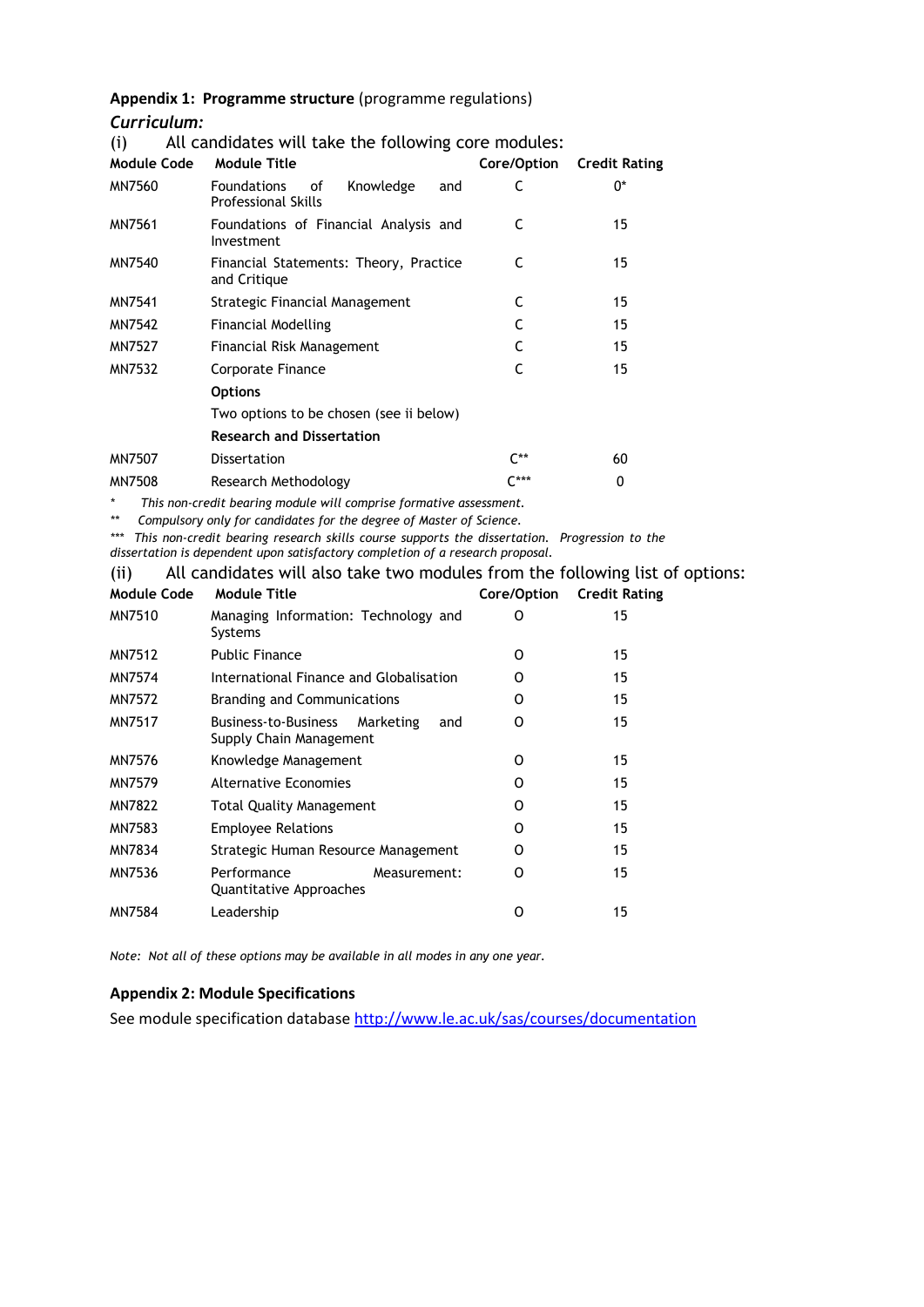**Appendix 1: Programme structure** (programme regulations)

***Curriculum:***

(i) All candidates will take the following core modules:

| Module Code | Module Title | Core/Option | Credit Rating |
|---|---|---|---|
| MN7560 | Foundations of Knowledge and Professional Skills | C | 0* |
| MN7561 | Foundations of Financial Analysis and Investment | C | 15 |
| MN7540 | Financial Statements: Theory, Practice and Critique | C | 15 |
| MN7541 | Strategic Financial Management | C | 15 |
| MN7542 | Financial Modelling | C | 15 |
| MN7527 | Financial Risk Management | C | 15 |
| MN7532 | Corporate Finance | C | 15 |
| | **Options** | | |
| | Two options to be chosen (see ii below) | | |
| | **Research and Dissertation** | | |
| MN7507 | Dissertation | C** | 60 |
| MN7508 | Research Methodology | C*** | 0 |

\* *This non-credit bearing module will comprise formative assessment.*

** *Compulsory only for candidates for the degree of Master of Science.*

*** *This non-credit bearing research skills course supports the dissertation. Progression to the dissertation is dependent upon satisfactory completion of a research proposal.*

(ii) All candidates will also take two modules from the following list of options:

| Module Code | Module Title | Core/Option | Credit Rating |
|---|---|---|---|
| MN7510 | Managing Information: Technology and Systems | O | 15 |
| MN7512 | Public Finance | O | 15 |
| MN7574 | International Finance and Globalisation | O | 15 |
| MN7572 | Branding and Communications | O | 15 |
| MN7517 | Business-to-Business Marketing and Supply Chain Management | O | 15 |
| MN7576 | Knowledge Management | O | 15 |
| MN7579 | Alternative Economies | O | 15 |
| MN7822 | Total Quality Management | O | 15 |
| MN7583 | Employee Relations | O | 15 |
| MN7834 | Strategic Human Resource Management | O | 15 |
| MN7536 | Performance Measurement: Quantitative Approaches | O | 15 |
| MN7584 | Leadership | O | 15 |

*Note: Not all of these options may be available in all modes in any one year.*

**Appendix 2: Module Specifications**

See module specification database http://www.le.ac.uk/sas/courses/documentation